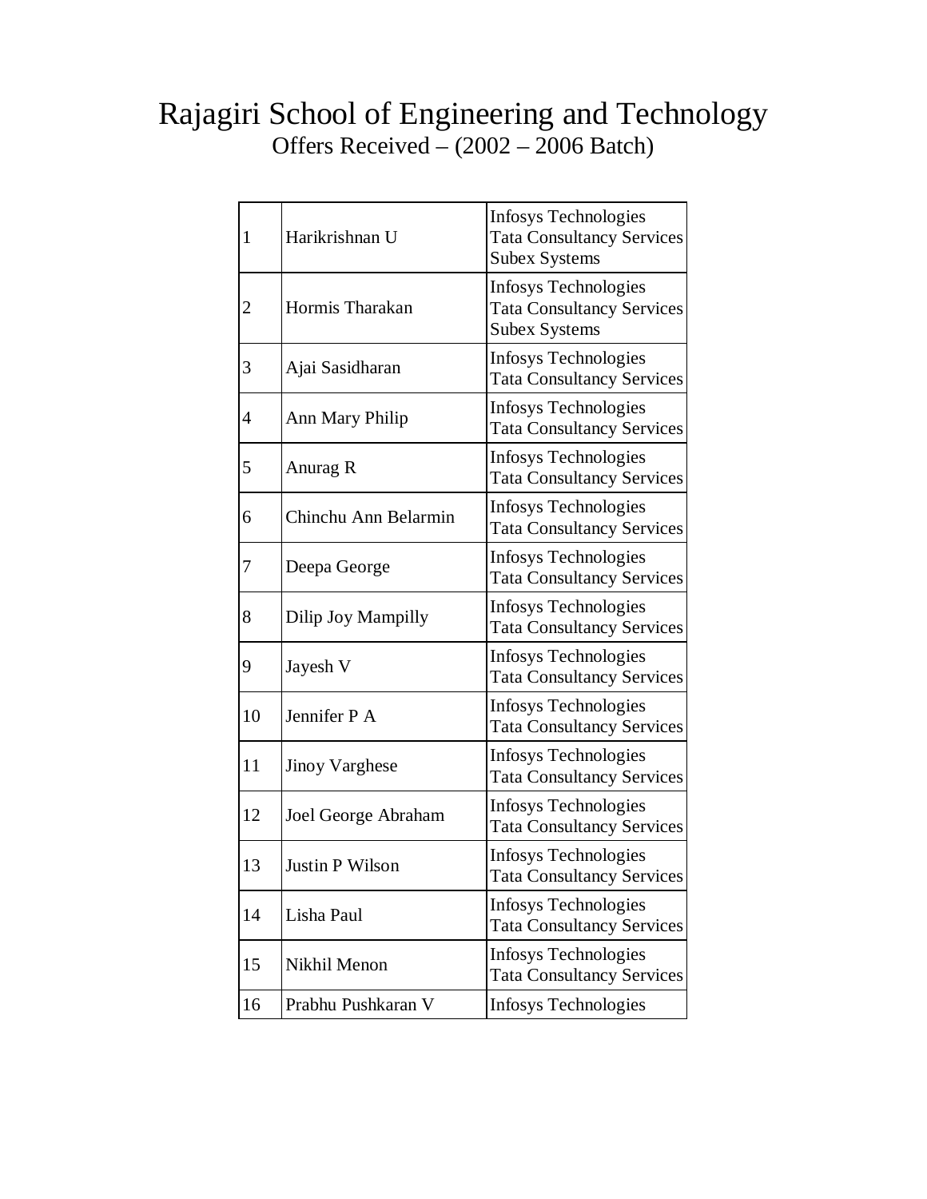# Rajagiri School of Engineering and Technology

## Offers Received – (2002 – 2006 Batch)

| | | |
|---|---|---|
| 1 | Harikrishnan U | Infosys Technologies<br>Tata Consultancy Services<br>Subex Systems |
| 2 | Hormis Tharakan | Infosys Technologies<br>Tata Consultancy Services<br>Subex Systems |
| 3 | Ajai Sasidharan | Infosys Technologies<br>Tata Consultancy Services |
| 4 | Ann Mary Philip | Infosys Technologies<br>Tata Consultancy Services |
| 5 | Anurag R | Infosys Technologies<br>Tata Consultancy Services |
| 6 | Chinchu Ann Belarmin | Infosys Technologies<br>Tata Consultancy Services |
| 7 | Deepa George | Infosys Technologies<br>Tata Consultancy Services |
| 8 | Dilip Joy Mampilly | Infosys Technologies<br>Tata Consultancy Services |
| 9 | Jayesh V | Infosys Technologies<br>Tata Consultancy Services |
| 10 | Jennifer P A | Infosys Technologies<br>Tata Consultancy Services |
| 11 | Jinoy Varghese | Infosys Technologies<br>Tata Consultancy Services |
| 12 | Joel George Abraham | Infosys Technologies<br>Tata Consultancy Services |
| 13 | Justin P Wilson | Infosys Technologies<br>Tata Consultancy Services |
| 14 | Lisha Paul | Infosys Technologies<br>Tata Consultancy Services |
| 15 | Nikhil Menon | Infosys Technologies<br>Tata Consultancy Services |
| 16 | Prabhu Pushkaran V | Infosys Technologies |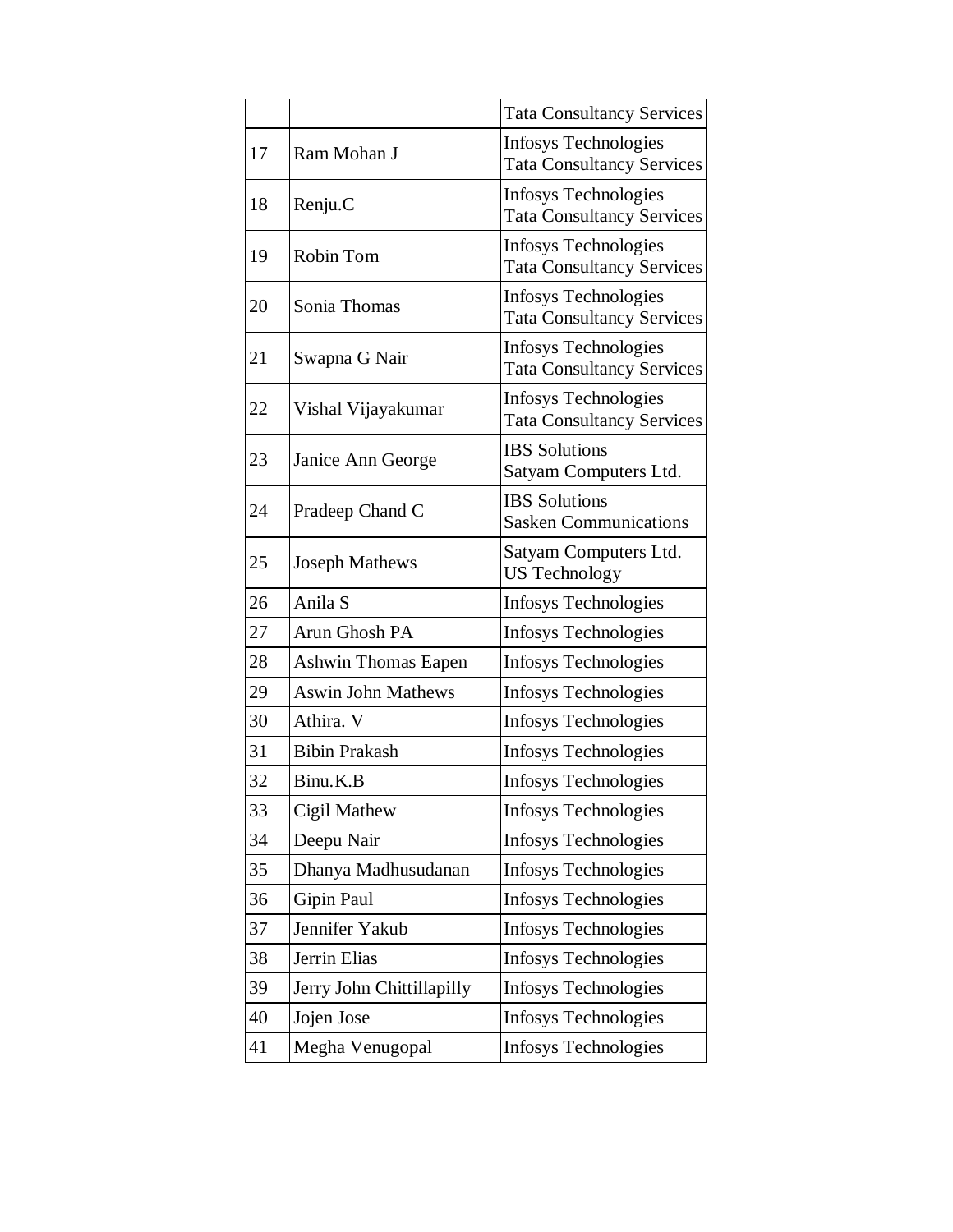| | | |
|---|---|---|
| | | Tata Consultancy Services |
| 17 | Ram Mohan J | Infosys Technologies<br>Tata Consultancy Services |
| 18 | Renju.C | Infosys Technologies<br>Tata Consultancy Services |
| 19 | Robin Tom | Infosys Technologies<br>Tata Consultancy Services |
| 20 | Sonia Thomas | Infosys Technologies<br>Tata Consultancy Services |
| 21 | Swapna G Nair | Infosys Technologies<br>Tata Consultancy Services |
| 22 | Vishal Vijayakumar | Infosys Technologies<br>Tata Consultancy Services |
| 23 | Janice Ann George | IBS Solutions<br>Satyam Computers Ltd. |
| 24 | Pradeep Chand C | IBS Solutions<br>Sasken Communications |
| 25 | Joseph Mathews | Satyam Computers Ltd.<br>US Technology |
| 26 | Anila S | Infosys Technologies |
| 27 | Arun Ghosh PA | Infosys Technologies |
| 28 | Ashwin Thomas Eapen | Infosys Technologies |
| 29 | Aswin John Mathews | Infosys Technologies |
| 30 | Athira. V | Infosys Technologies |
| 31 | Bibin Prakash | Infosys Technologies |
| 32 | Binu.K.B | Infosys Technologies |
| 33 | Cigil Mathew | Infosys Technologies |
| 34 | Deepu Nair | Infosys Technologies |
| 35 | Dhanya Madhusudanan | Infosys Technologies |
| 36 | Gipin Paul | Infosys Technologies |
| 37 | Jennifer Yakub | Infosys Technologies |
| 38 | Jerrin Elias | Infosys Technologies |
| 39 | Jerry John Chittillapilly | Infosys Technologies |
| 40 | Jojen Jose | Infosys Technologies |
| 41 | Megha Venugopal | Infosys Technologies |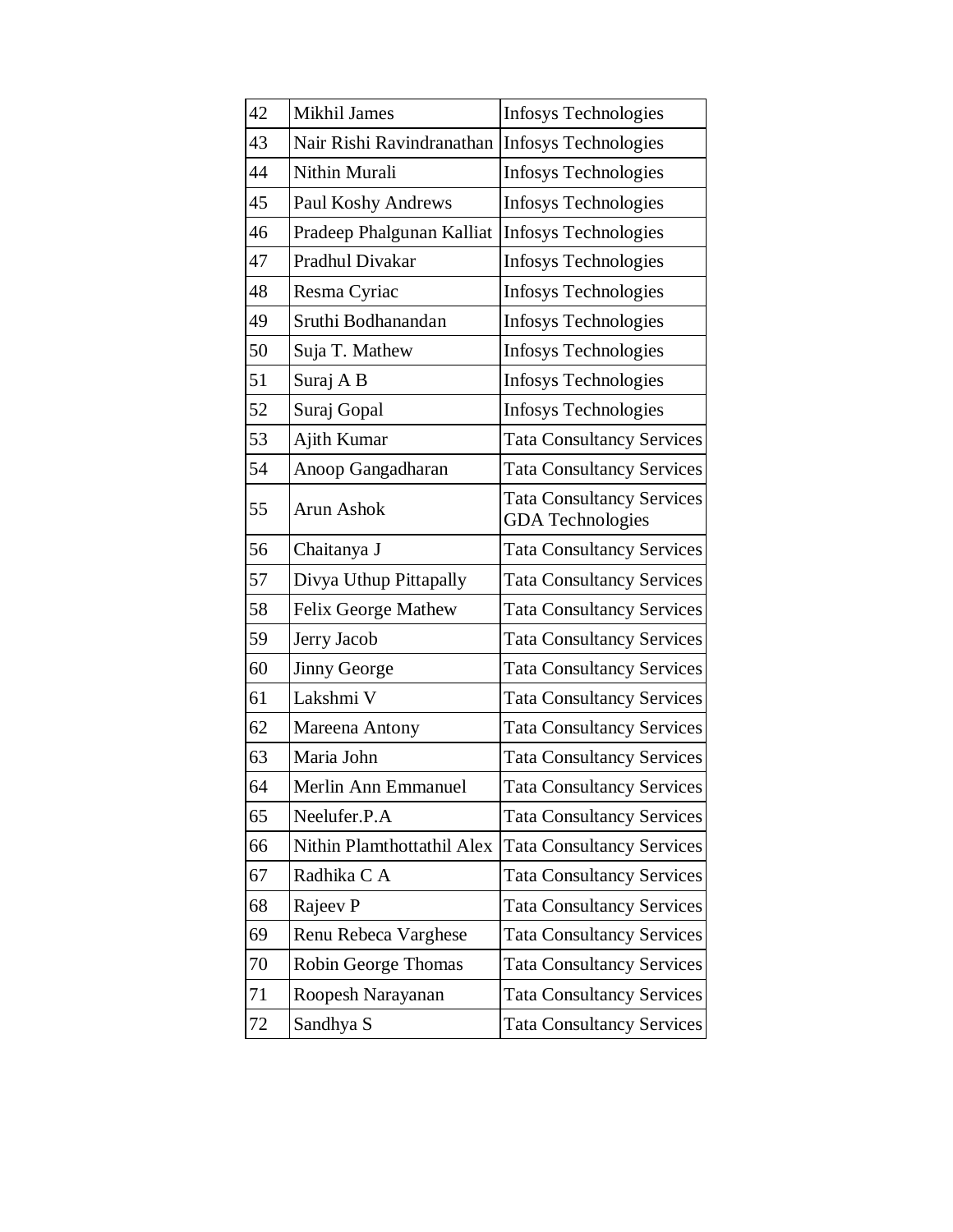| 42 | Mikhil James | Infosys Technologies |
|---|---|---|
| 43 | Nair Rishi Ravindranathan | Infosys Technologies |
| 44 | Nithin Murali | Infosys Technologies |
| 45 | Paul Koshy Andrews | Infosys Technologies |
| 46 | Pradeep Phalgunan Kalliat | Infosys Technologies |
| 47 | Pradhul Divakar | Infosys Technologies |
| 48 | Resma Cyriac | Infosys Technologies |
| 49 | Sruthi Bodhanandan | Infosys Technologies |
| 50 | Suja T. Mathew | Infosys Technologies |
| 51 | Suraj A B | Infosys Technologies |
| 52 | Suraj Gopal | Infosys Technologies |
| 53 | Ajith Kumar | Tata Consultancy Services |
| 54 | Anoop Gangadharan | Tata Consultancy Services |
| 55 | Arun Ashok | Tata Consultancy Services GDA Technologies |
| 56 | Chaitanya J | Tata Consultancy Services |
| 57 | Divya Uthup Pittapally | Tata Consultancy Services |
| 58 | Felix George Mathew | Tata Consultancy Services |
| 59 | Jerry Jacob | Tata Consultancy Services |
| 60 | Jinny George | Tata Consultancy Services |
| 61 | Lakshmi V | Tata Consultancy Services |
| 62 | Mareena Antony | Tata Consultancy Services |
| 63 | Maria John | Tata Consultancy Services |
| 64 | Merlin Ann Emmanuel | Tata Consultancy Services |
| 65 | Neelufer.P.A | Tata Consultancy Services |
| 66 | Nithin Plamthottathil Alex | Tata Consultancy Services |
| 67 | Radhika C A | Tata Consultancy Services |
| 68 | Rajeev P | Tata Consultancy Services |
| 69 | Renu Rebeca Varghese | Tata Consultancy Services |
| 70 | Robin George Thomas | Tata Consultancy Services |
| 71 | Roopesh Narayanan | Tata Consultancy Services |
| 72 | Sandhya S | Tata Consultancy Services |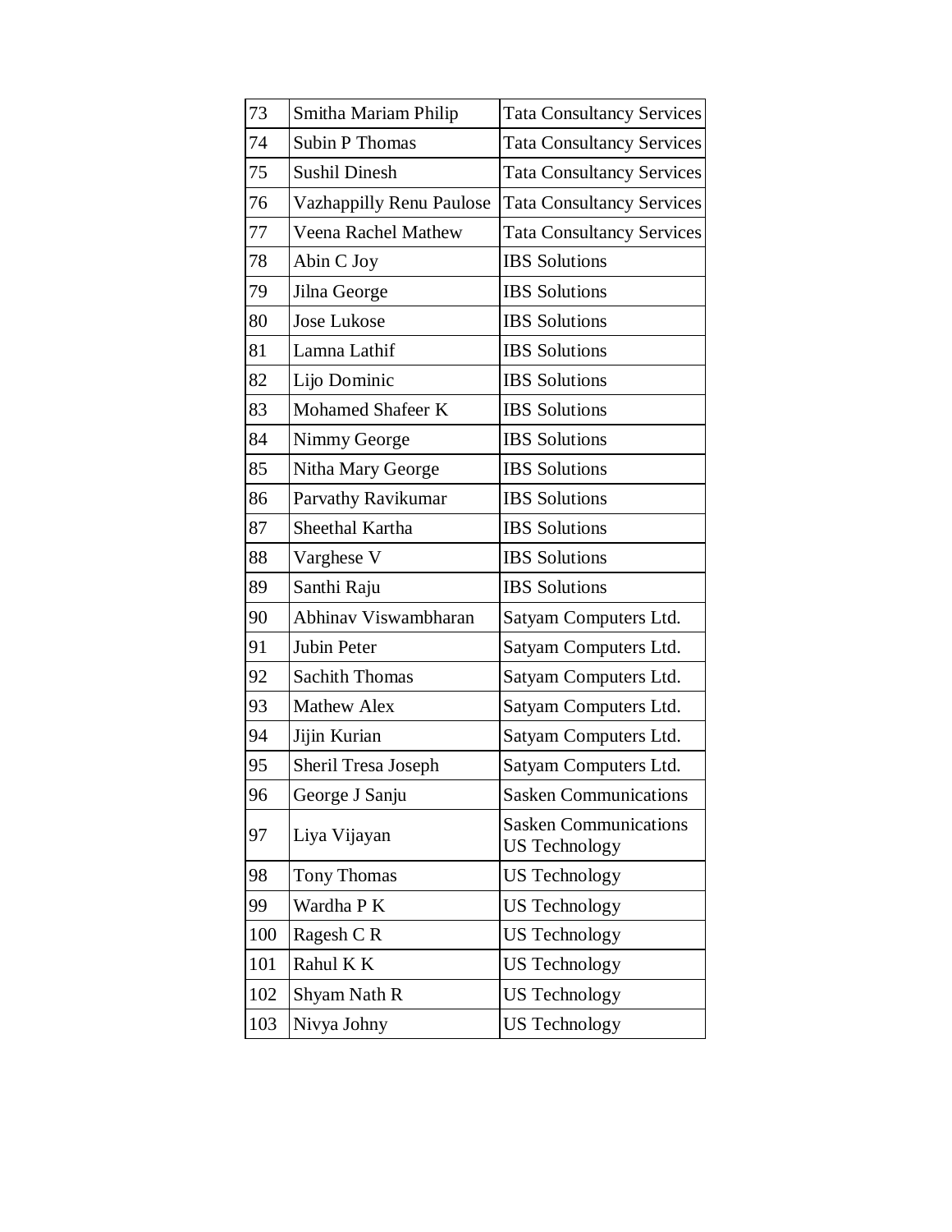| 73 | Smitha Mariam Philip | Tata Consultancy Services |
|---|---|---|
| 74 | Subin P Thomas | Tata Consultancy Services |
| 75 | Sushil Dinesh | Tata Consultancy Services |
| 76 | Vazhappilly Renu Paulose | Tata Consultancy Services |
| 77 | Veena Rachel Mathew | Tata Consultancy Services |
| 78 | Abin C Joy | IBS Solutions |
| 79 | Jilna George | IBS Solutions |
| 80 | Jose Lukose | IBS Solutions |
| 81 | Lamna Lathif | IBS Solutions |
| 82 | Lijo Dominic | IBS Solutions |
| 83 | Mohamed Shafeer K | IBS Solutions |
| 84 | Nimmy George | IBS Solutions |
| 85 | Nitha Mary George | IBS Solutions |
| 86 | Parvathy Ravikumar | IBS Solutions |
| 87 | Sheethal Kartha | IBS Solutions |
| 88 | Varghese V | IBS Solutions |
| 89 | Santhi Raju | IBS Solutions |
| 90 | Abhinav Viswambharan | Satyam Computers Ltd. |
| 91 | Jubin Peter | Satyam Computers Ltd. |
| 92 | Sachith Thomas | Satyam Computers Ltd. |
| 93 | Mathew Alex | Satyam Computers Ltd. |
| 94 | Jijin Kurian | Satyam Computers Ltd. |
| 95 | Sheril Tresa Joseph | Satyam Computers Ltd. |
| 96 | George J Sanju | Sasken Communications |
| 97 | Liya Vijayan | Sasken Communications US Technology |
| 98 | Tony Thomas | US Technology |
| 99 | Wardha P K | US Technology |
| 100 | Ragesh C R | US Technology |
| 101 | Rahul K K | US Technology |
| 102 | Shyam Nath R | US Technology |
| 103 | Nivya Johny | US Technology |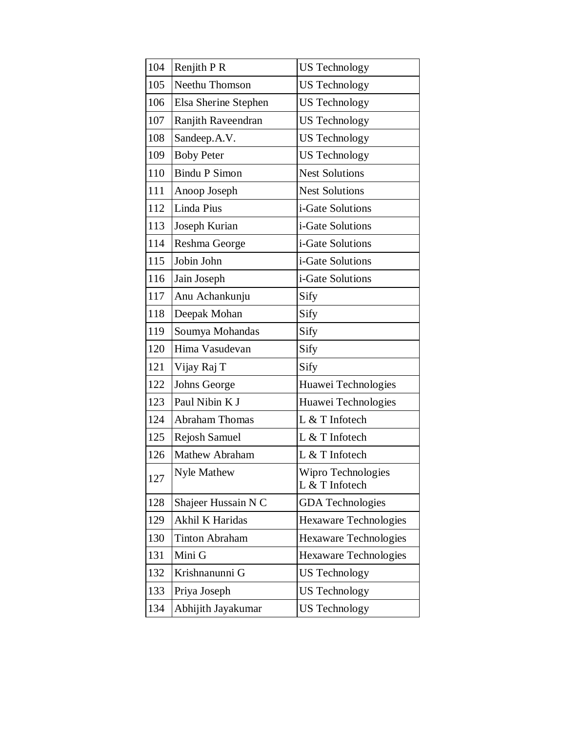| | | |
|---|---|---|
| 104 | Renjith P R | US Technology |
| 105 | Neethu Thomson | US Technology |
| 106 | Elsa Sherine Stephen | US Technology |
| 107 | Ranjith Raveendran | US Technology |
| 108 | Sandeep.A.V. | US Technology |
| 109 | Boby Peter | US Technology |
| 110 | Bindu P Simon | Nest Solutions |
| 111 | Anoop Joseph | Nest Solutions |
| 112 | Linda Pius | i-Gate Solutions |
| 113 | Joseph Kurian | i-Gate Solutions |
| 114 | Reshma George | i-Gate Solutions |
| 115 | Jobin John | i-Gate Solutions |
| 116 | Jain Joseph | i-Gate Solutions |
| 117 | Anu Achankunju | Sify |
| 118 | Deepak Mohan | Sify |
| 119 | Soumya Mohandas | Sify |
| 120 | Hima Vasudevan | Sify |
| 121 | Vijay Raj T | Sify |
| 122 | Johns George | Huawei Technologies |
| 123 | Paul Nibin K J | Huawei Technologies |
| 124 | Abraham Thomas | L & T Infotech |
| 125 | Rejosh Samuel | L & T Infotech |
| 126 | Mathew Abraham | L & T Infotech |
| 127 | Nyle Mathew | Wipro Technologies<br>L & T Infotech |
| 128 | Shajeer Hussain N C | GDA Technologies |
| 129 | Akhil K Haridas | Hexaware Technologies |
| 130 | Tinton Abraham | Hexaware Technologies |
| 131 | Mini G | Hexaware Technologies |
| 132 | Krishnanunni G | US Technology |
| 133 | Priya Joseph | US Technology |
| 134 | Abhijith Jayakumar | US Technology |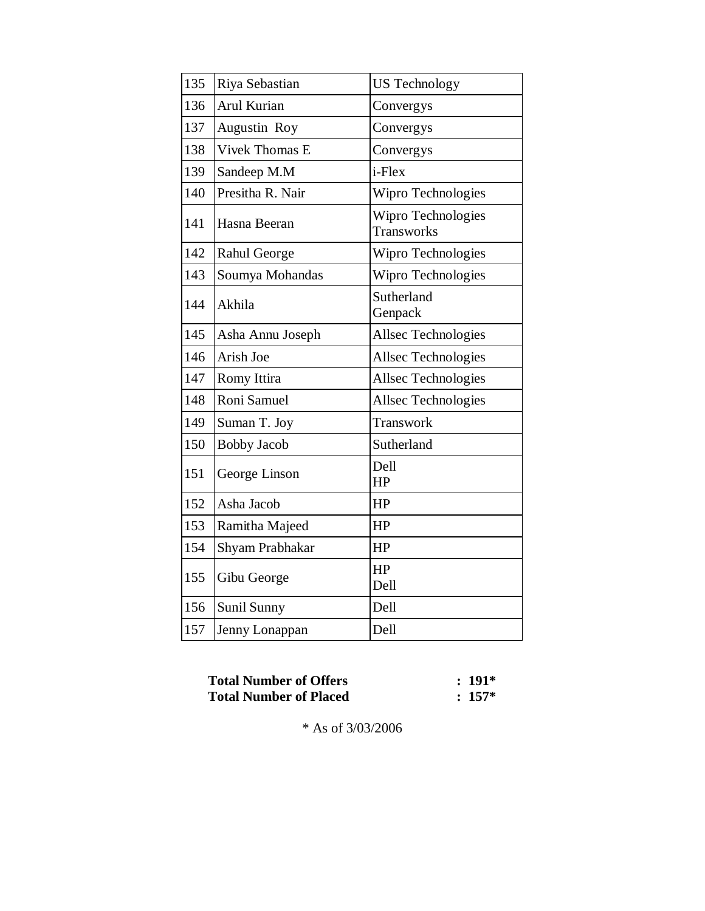| | | |
|---|---|---|
| 135 | Riya Sebastian | US Technology |
| 136 | Arul Kurian | Convergys |
| 137 | Augustin Roy | Convergys |
| 138 | Vivek Thomas E | Convergys |
| 139 | Sandeep M.M | i-Flex |
| 140 | Presitha R. Nair | Wipro Technologies |
| 141 | Hasna Beeran | Wipro Technologies Transworks |
| 142 | Rahul George | Wipro Technologies |
| 143 | Soumya Mohandas | Wipro Technologies |
| 144 | Akhila | Sutherland Genpack |
| 145 | Asha Annu Joseph | Allsec Technologies |
| 146 | Arish Joe | Allsec Technologies |
| 147 | Romy Ittira | Allsec Technologies |
| 148 | Roni Samuel | Allsec Technologies |
| 149 | Suman T. Joy | Transwork |
| 150 | Bobby Jacob | Sutherland |
| 151 | George Linson | Dell HP |
| 152 | Asha Jacob | HP |
| 153 | Ramitha Majeed | HP |
| 154 | Shyam Prabhakar | HP |
| 155 | Gibu George | HP Dell |
| 156 | Sunil Sunny | Dell |
| 157 | Jenny Lonappan | Dell |

**Total Number of Offers : 191***
**Total Number of Placed : 157***

* As of 3/03/2006